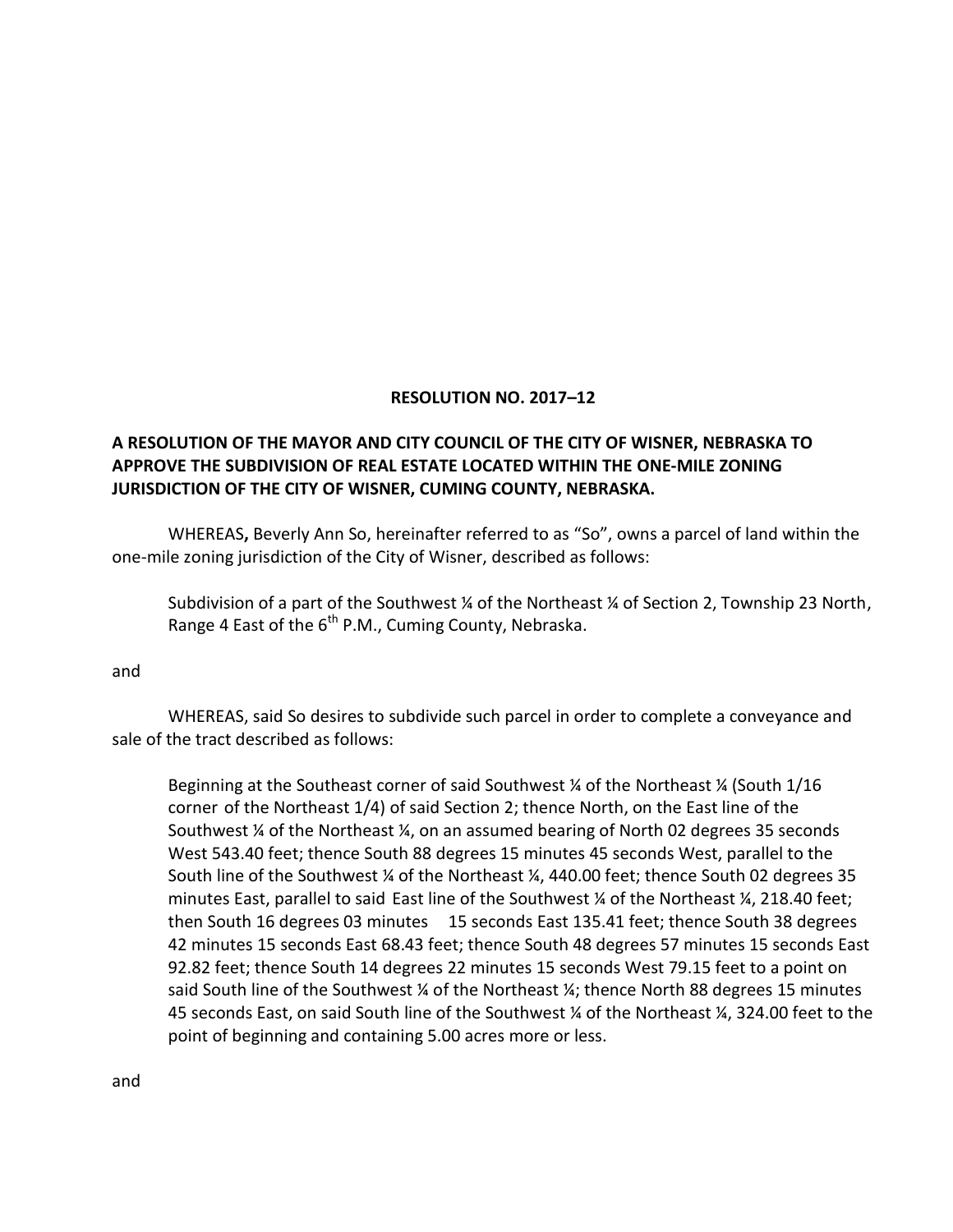**RESOLUTION NO. 2017–12**

**A RESOLUTION OF THE MAYOR AND CITY COUNCIL OF THE CITY OF WISNER, NEBRASKA TO APPROVE THE SUBDIVISION OF REAL ESTATE LOCATED WITHIN THE ONE-MILE ZONING JURISDICTION OF THE CITY OF WISNER, CUMING COUNTY, NEBRASKA.**

WHEREAS**,** Beverly Ann So, hereinafter referred to as "So", owns a parcel of land within the one-mile zoning jurisdiction of the City of Wisner, described as follows:

> Subdivision of a part of the Southwest ¼ of the Northeast ¼ of Section 2, Township 23 North, Range 4 East of the 6th P.M., Cuming County, Nebraska.

and

WHEREAS, said So desires to subdivide such parcel in order to complete a conveyance and sale of the tract described as follows:

> Beginning at the Southeast corner of said Southwest ¼ of the Northeast ¼ (South 1/16 corner of the Northeast 1/4) of said Section 2; thence North, on the East line of the Southwest ¼ of the Northeast ¼, on an assumed bearing of North 02 degrees 35 seconds West 543.40 feet; thence South 88 degrees 15 minutes 45 seconds West, parallel to the South line of the Southwest ¼ of the Northeast ¼, 440.00 feet; thence South 02 degrees 35 minutes East, parallel to said East line of the Southwest ¼ of the Northeast ¼, 218.40 feet; then South 16 degrees 03 minutes 15 seconds East 135.41 feet; thence South 38 degrees 42 minutes 15 seconds East 68.43 feet; thence South 48 degrees 57 minutes 15 seconds East 92.82 feet; thence South 14 degrees 22 minutes 15 seconds West 79.15 feet to a point on said South line of the Southwest ¼ of the Northeast ¼; thence North 88 degrees 15 minutes 45 seconds East, on said South line of the Southwest ¼ of the Northeast ¼, 324.00 feet to the point of beginning and containing 5.00 acres more or less.

and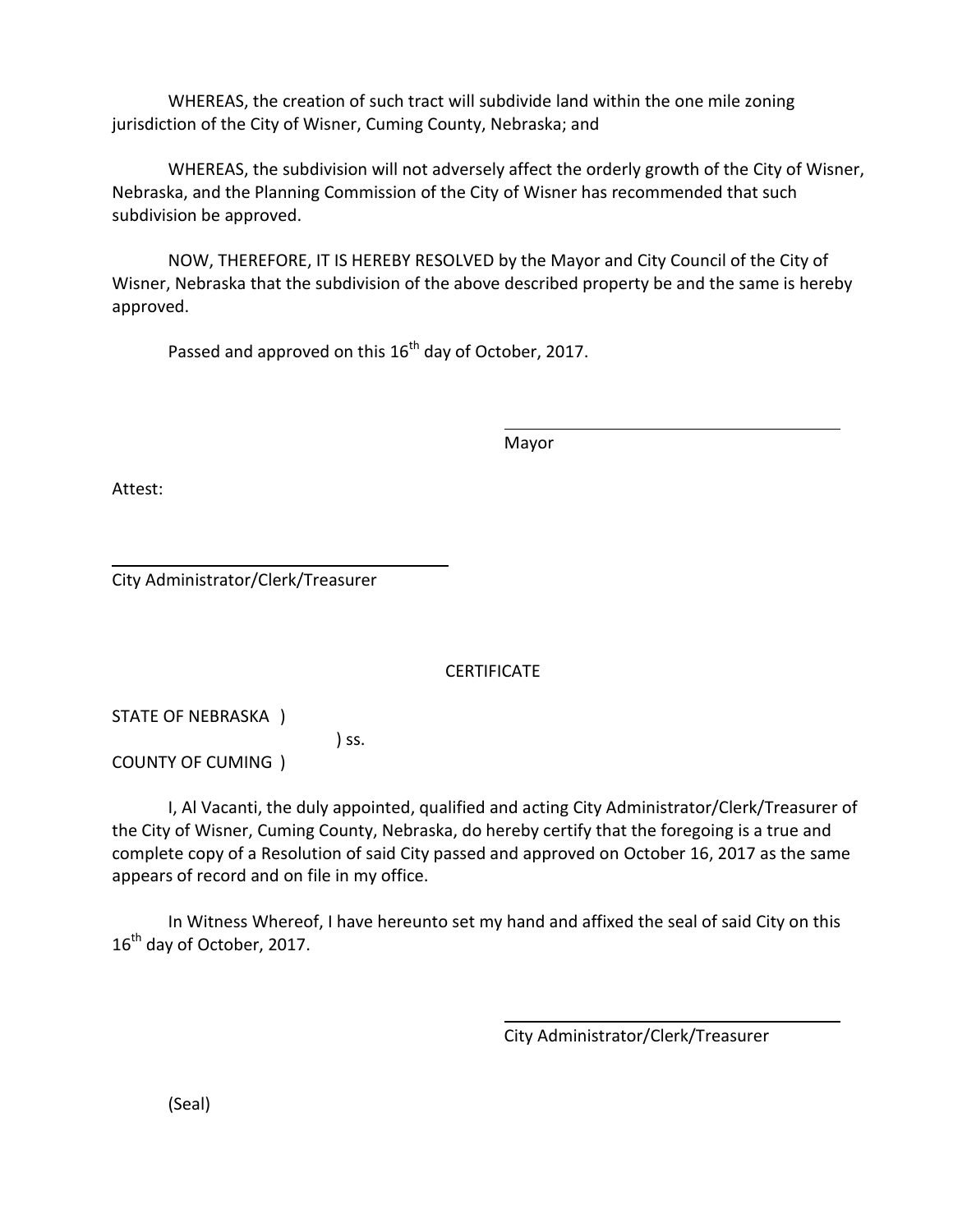WHEREAS, the creation of such tract will subdivide land within the one mile zoning jurisdiction of the City of Wisner, Cuming County, Nebraska; and

WHEREAS, the subdivision will not adversely affect the orderly growth of the City of Wisner, Nebraska, and the Planning Commission of the City of Wisner has recommended that such subdivision be approved.

NOW, THEREFORE, IT IS HEREBY RESOLVED by the Mayor and City Council of the City of Wisner, Nebraska that the subdivision of the above described property be and the same is hereby approved.

Passed and approved on this 16th day of October, 2017.

\_\_\_\_\_\_\_\_\_\_\_\_\_\_\_\_\_\_\_\_\_\_\_\_\_\_\_\_\_\_\_\_\_\_\_\_
Mayor

Attest:

\_\_\_\_\_\_\_\_\_\_\_\_\_\_\_\_\_\_\_\_\_\_\_\_\_\_\_\_\_\_\_\_\_\_\_\_
City Administrator/Clerk/Treasurer

CERTIFICATE

STATE OF NEBRASKA )
) ss.
COUNTY OF CUMING )

I, Al Vacanti, the duly appointed, qualified and acting City Administrator/Clerk/Treasurer of the City of Wisner, Cuming County, Nebraska, do hereby certify that the foregoing is a true and complete copy of a Resolution of said City passed and approved on October 16, 2017 as the same appears of record and on file in my office.

In Witness Whereof, I have hereunto set my hand and affixed the seal of said City on this 16th day of October, 2017.

\_\_\_\_\_\_\_\_\_\_\_\_\_\_\_\_\_\_\_\_\_\_\_\_\_\_\_\_\_\_\_\_\_\_\_\_
City Administrator/Clerk/Treasurer

(Seal)